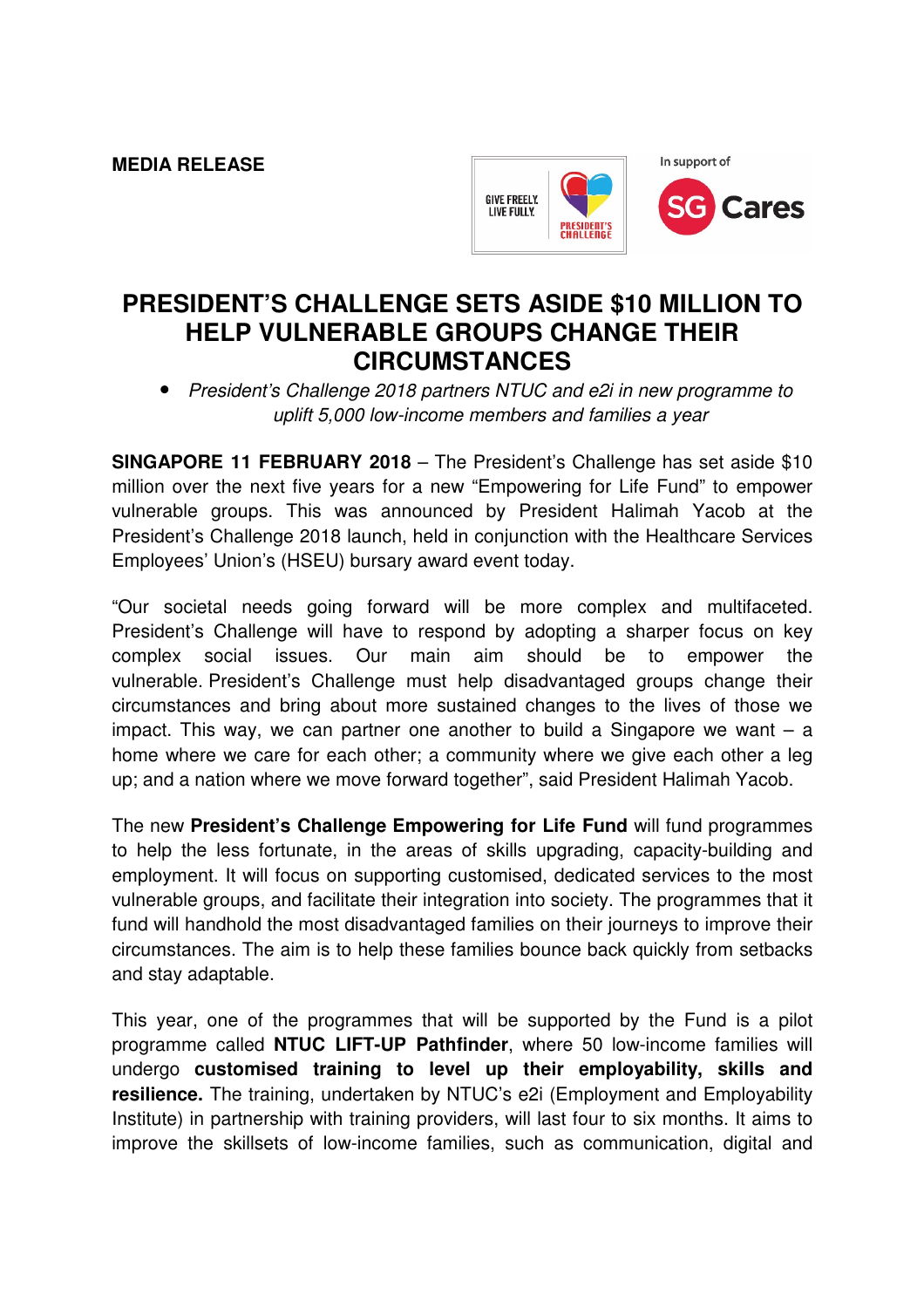**MEDIA RELEASE**

# PRESIDENT'S CHALLENGE SETS ASIDE $10 MILLION TO HELP VULNERABLE GROUPS CHANGE THEIR CIRCUMSTANCES

- *President's Challenge 2018 partners NTUC and e2i in new programme to uplift 5,000 low-income members and families a year*

**SINGAPORE 11 FEBRUARY 2018** – The President's Challenge has set aside $10 million over the next five years for a new "Empowering for Life Fund" to empower vulnerable groups. This was announced by President Halimah Yacob at the President's Challenge 2018 launch, held in conjunction with the Healthcare Services Employees' Union's (HSEU) bursary award event today.

"Our societal needs going forward will be more complex and multifaceted. President's Challenge will have to respond by adopting a sharper focus on key complex social issues. Our main aim should be to empower the vulnerable. President's Challenge must help disadvantaged groups change their circumstances and bring about more sustained changes to the lives of those we impact. This way, we can partner one another to build a Singapore we want – a home where we care for each other; a community where we give each other a leg up; and a nation where we move forward together", said President Halimah Yacob.

The new **President's Challenge Empowering for Life Fund** will fund programmes to help the less fortunate, in the areas of skills upgrading, capacity-building and employment. It will focus on supporting customised, dedicated services to the most vulnerable groups, and facilitate their integration into society. The programmes that it fund will handhold the most disadvantaged families on their journeys to improve their circumstances. The aim is to help these families bounce back quickly from setbacks and stay adaptable.

This year, one of the programmes that will be supported by the Fund is a pilot programme called **NTUC LIFT-UP Pathfinder**, where 50 low-income families will undergo **customised training to level up their employability, skills and resilience.** The training, undertaken by NTUC's e2i (Employment and Employability Institute) in partnership with training providers, will last four to six months. It aims to improve the skillsets of low-income families, such as communication, digital and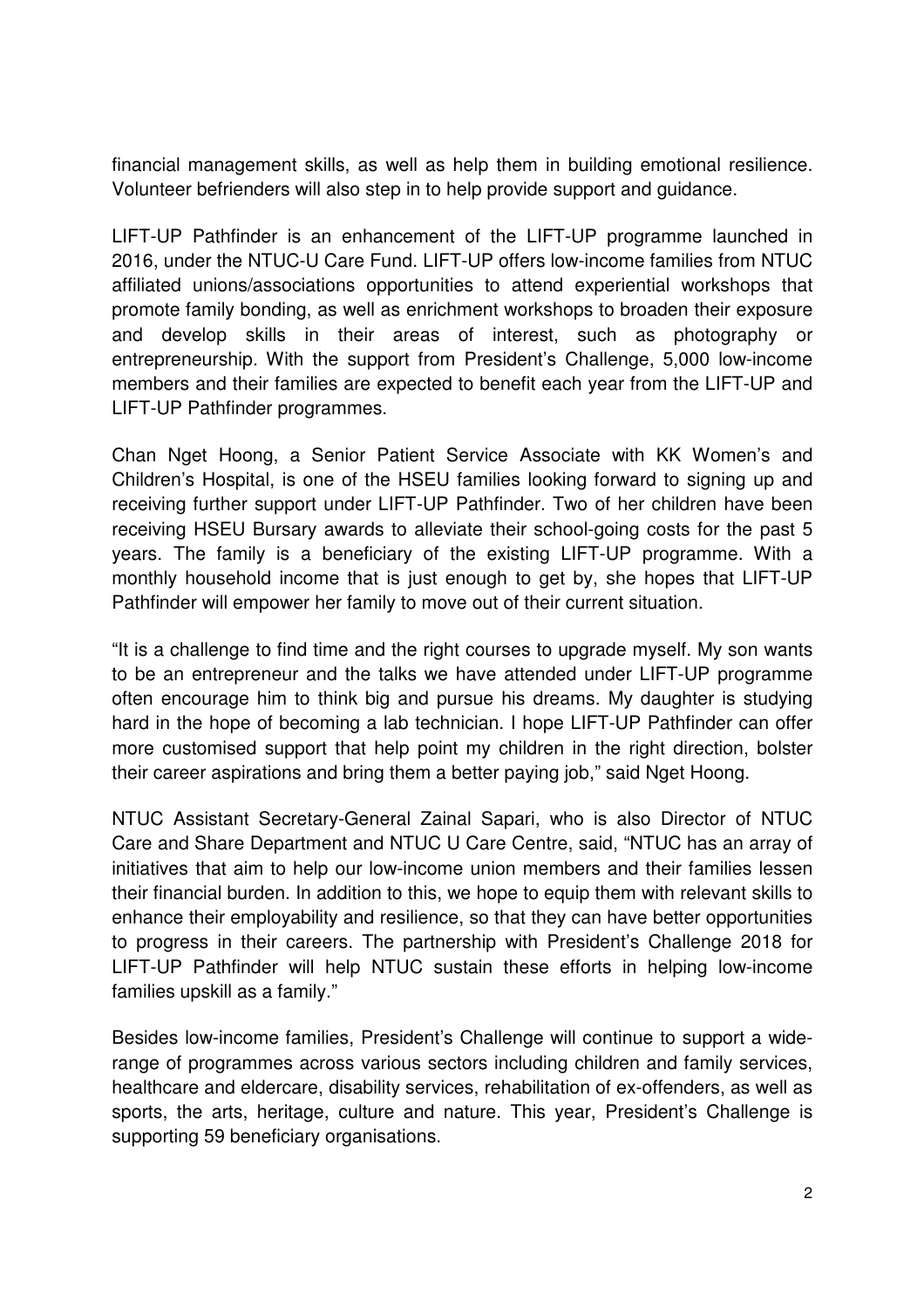financial management skills, as well as help them in building emotional resilience. Volunteer befrienders will also step in to help provide support and guidance.

LIFT-UP Pathfinder is an enhancement of the LIFT-UP programme launched in 2016, under the NTUC-U Care Fund. LIFT-UP offers low-income families from NTUC affiliated unions/associations opportunities to attend experiential workshops that promote family bonding, as well as enrichment workshops to broaden their exposure and develop skills in their areas of interest, such as photography or entrepreneurship. With the support from President's Challenge, 5,000 low-income members and their families are expected to benefit each year from the LIFT-UP and LIFT-UP Pathfinder programmes.

Chan Nget Hoong, a Senior Patient Service Associate with KK Women's and Children's Hospital, is one of the HSEU families looking forward to signing up and receiving further support under LIFT-UP Pathfinder. Two of her children have been receiving HSEU Bursary awards to alleviate their school-going costs for the past 5 years. The family is a beneficiary of the existing LIFT-UP programme. With a monthly household income that is just enough to get by, she hopes that LIFT-UP Pathfinder will empower her family to move out of their current situation.

"It is a challenge to find time and the right courses to upgrade myself. My son wants to be an entrepreneur and the talks we have attended under LIFT-UP programme often encourage him to think big and pursue his dreams. My daughter is studying hard in the hope of becoming a lab technician. I hope LIFT-UP Pathfinder can offer more customised support that help point my children in the right direction, bolster their career aspirations and bring them a better paying job," said Nget Hoong.

NTUC Assistant Secretary-General Zainal Sapari, who is also Director of NTUC Care and Share Department and NTUC U Care Centre, said, "NTUC has an array of initiatives that aim to help our low-income union members and their families lessen their financial burden. In addition to this, we hope to equip them with relevant skills to enhance their employability and resilience, so that they can have better opportunities to progress in their careers. The partnership with President's Challenge 2018 for LIFT-UP Pathfinder will help NTUC sustain these efforts in helping low-income families upskill as a family."

Besides low-income families, President's Challenge will continue to support a wide-range of programmes across various sectors including children and family services, healthcare and eldercare, disability services, rehabilitation of ex-offenders, as well as sports, the arts, heritage, culture and nature. This year, President's Challenge is supporting 59 beneficiary organisations.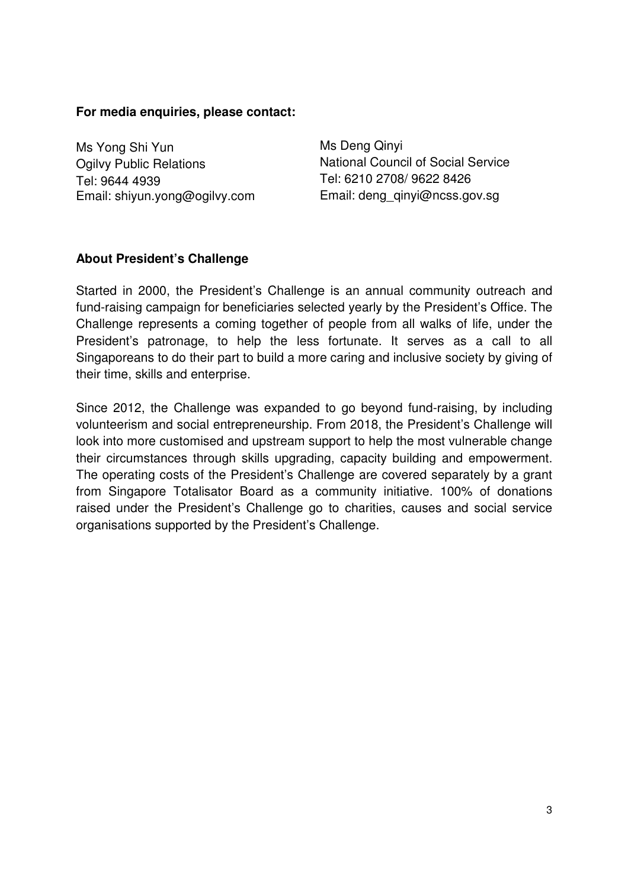**For media enquiries, please contact:**

Ms Yong Shi Yun
Ogilvy Public Relations
Tel: 9644 4939
Email: shiyun.yong@ogilvy.com

Ms Deng Qinyi
National Council of Social Service
Tel: 6210 2708/ 9622 8426
Email: deng_qinyi@ncss.gov.sg

**About President's Challenge**

Started in 2000, the President's Challenge is an annual community outreach and fund-raising campaign for beneficiaries selected yearly by the President's Office. The Challenge represents a coming together of people from all walks of life, under the President's patronage, to help the less fortunate. It serves as a call to all Singaporeans to do their part to build a more caring and inclusive society by giving of their time, skills and enterprise.

Since 2012, the Challenge was expanded to go beyond fund-raising, by including volunteerism and social entrepreneurship. From 2018, the President's Challenge will look into more customised and upstream support to help the most vulnerable change their circumstances through skills upgrading, capacity building and empowerment. The operating costs of the President's Challenge are covered separately by a grant from Singapore Totalisator Board as a community initiative. 100% of donations raised under the President's Challenge go to charities, causes and social service organisations supported by the President's Challenge.